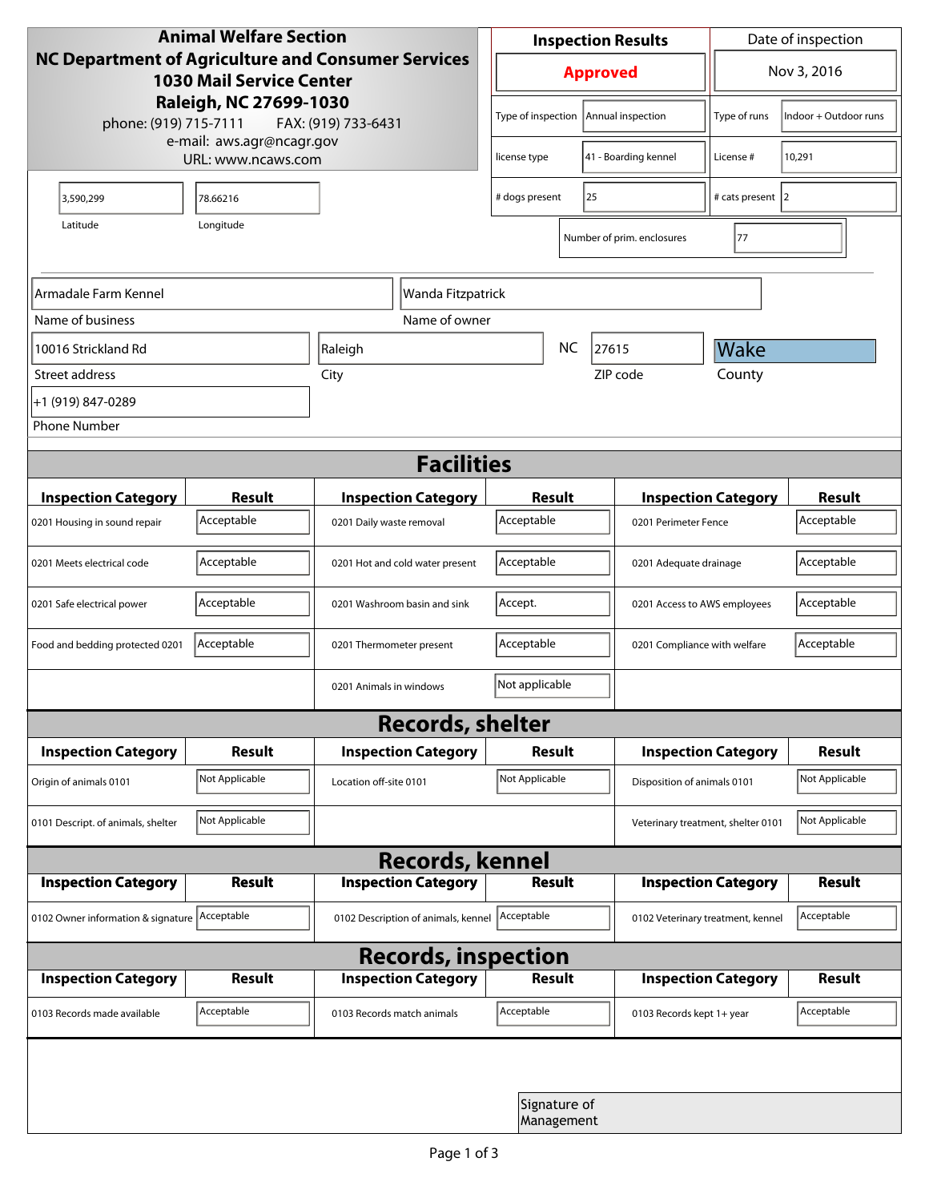**Animal Welfare Section**
**NC Department of Agriculture and Consumer Services**
**1030 Mail Service Center**
**Raleigh, NC 27699-1030**
phone: (919) 715-7111 FAX: (919) 733-6431
e-mail: aws.agr@ncagr.gov
URL: www.ncaws.com

| | | | |
|---|---|---|---|
| **Inspection Results** | **Approved** | **Date of inspection** | Nov 3, 2016 |
| Type of inspection | Annual inspection | Type of runs | Indoor + Outdoor runs |
| license type | 41 - Boarding kennel | License # | 10,291 |
| # dogs present | 25 | # cats present | 2 |
| Number of prim. enclosures | 77 | | |

| Latitude | Longitude |
|---|---|
| 3,590,299 | 78.66216 |

| | |
|---|---|
| Name of business | Armadale Farm Kennel |
| Name of owner | Wanda Fitzpatrick |
| Street address | 10016 Strickland Rd |
| City | Raleigh |
| State | NC |
| ZIP code | 27615 |
| County | Wake |
| Phone Number | +1 (919) 847-0289 |

## Facilities

| Inspection Category | Result | Inspection Category | Result | Inspection Category | Result |
|---|---|---|---|---|---|
| 0201 Housing in sound repair | Acceptable | 0201 Daily waste removal | Acceptable | 0201 Perimeter Fence | Acceptable |
| 0201 Meets electrical code | Acceptable | 0201 Hot and cold water present | Acceptable | 0201 Adequate drainage | Acceptable |
| 0201 Safe electrical power | Acceptable | 0201 Washroom basin and sink | Accept. | 0201 Access to AWS employees | Acceptable |
| Food and bedding protected 0201 | Acceptable | 0201 Thermometer present | Acceptable | 0201 Compliance with welfare | Acceptable |
| | | 0201 Animals in windows | Not applicable | | |

## Records, shelter

| Inspection Category | Result | Inspection Category | Result | Inspection Category | Result |
|---|---|---|---|---|---|
| Origin of animals 0101 | Not Applicable | Location off-site 0101 | Not Applicable | Disposition of animals 0101 | Not Applicable |
| 0101 Descript. of animals, shelter | Not Applicable | | | Veterinary treatment, shelter 0101 | Not Applicable |

## Records, kennel

| Inspection Category | Result | Inspection Category | Result | Inspection Category | Result |
|---|---|---|---|---|---|
| 0102 Owner information & signature | Acceptable | 0102 Description of animals, kennel | Acceptable | 0102 Veterinary treatment, kennel | Acceptable |

## Records, inspection

| Inspection Category | Result | Inspection Category | Result | Inspection Category | Result |
|---|---|---|---|---|---|
| 0103 Records made available | Acceptable | 0103 Records match animals | Acceptable | 0103 Records kept 1+ year | Acceptable |

Signature of Management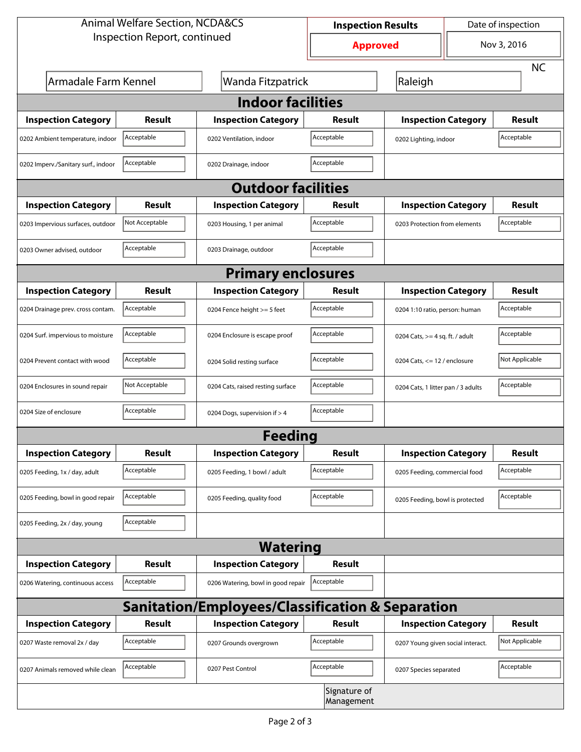Animal Welfare Section, NCDA&CS
Inspection Report, continued

| Inspection Results | Date of inspection |
|---|---|
| **Approved** | Nov 3, 2016 |

Armadale Farm Kennel | Wanda Fitzpatrick | Raleigh | NC

## Indoor facilities

| Inspection Category | Result | Inspection Category | Result | Inspection Category | Result |
|---|---|---|---|---|---|
| 0202 Ambient temperature, indoor | Acceptable | 0202 Ventilation, indoor | Acceptable | 0202 Lighting, indoor | Acceptable |
| 0202 Imperv./Sanitary surf., indoor | Acceptable | 0202 Drainage, indoor | Acceptable | | |

## Outdoor facilities

| Inspection Category | Result | Inspection Category | Result | Inspection Category | Result |
|---|---|---|---|---|---|
| 0203 Impervious surfaces, outdoor | Not Acceptable | 0203 Housing, 1 per animal | Acceptable | 0203 Protection from elements | Acceptable |
| 0203 Owner advised, outdoor | Acceptable | 0203 Drainage, outdoor | Acceptable | | |

## Primary enclosures

| Inspection Category | Result | Inspection Category | Result | Inspection Category | Result |
|---|---|---|---|---|---|
| 0204 Drainage prev. cross contam. | Acceptable | 0204 Fence height >= 5 feet | Acceptable | 0204 1:10 ratio, person: human | Acceptable |
| 0204 Surf. impervious to moisture | Acceptable | 0204 Enclosure is escape proof | Acceptable | 0204 Cats, >= 4 sq. ft. / adult | Acceptable |
| 0204 Prevent contact with wood | Acceptable | 0204 Solid resting surface | Acceptable | 0204 Cats, <= 12 / enclosure | Not Applicable |
| 0204 Enclosures in sound repair | Not Acceptable | 0204 Cats, raised resting surface | Acceptable | 0204 Cats, 1 litter pan / 3 adults | Acceptable |
| 0204 Size of enclosure | Acceptable | 0204 Dogs, supervision if > 4 | Acceptable | | |

## Feeding

| Inspection Category | Result | Inspection Category | Result | Inspection Category | Result |
|---|---|---|---|---|---|
| 0205 Feeding, 1x / day, adult | Acceptable | 0205 Feeding, 1 bowl / adult | Acceptable | 0205 Feeding, commercial food | Acceptable |
| 0205 Feeding, bowl in good repair | Acceptable | 0205 Feeding, quality food | Acceptable | 0205 Feeding, bowl is protected | Acceptable |
| 0205 Feeding, 2x / day, young | Acceptable | | | | |

## Watering

| Inspection Category | Result | Inspection Category | Result |
|---|---|---|---|
| 0206 Watering, continuous access | Acceptable | 0206 Watering, bowl in good repair | Acceptable |

## Sanitation/Employees/Classification & Separation

| Inspection Category | Result | Inspection Category | Result | Inspection Category | Result |
|---|---|---|---|---|---|
| 0207 Waste removal 2x / day | Acceptable | 0207 Grounds overgrown | Acceptable | 0207 Young given social interact. | Not Applicable |
| 0207 Animals removed while clean | Acceptable | 0207 Pest Control | Acceptable | 0207 Species separated | Acceptable |

Signature of Management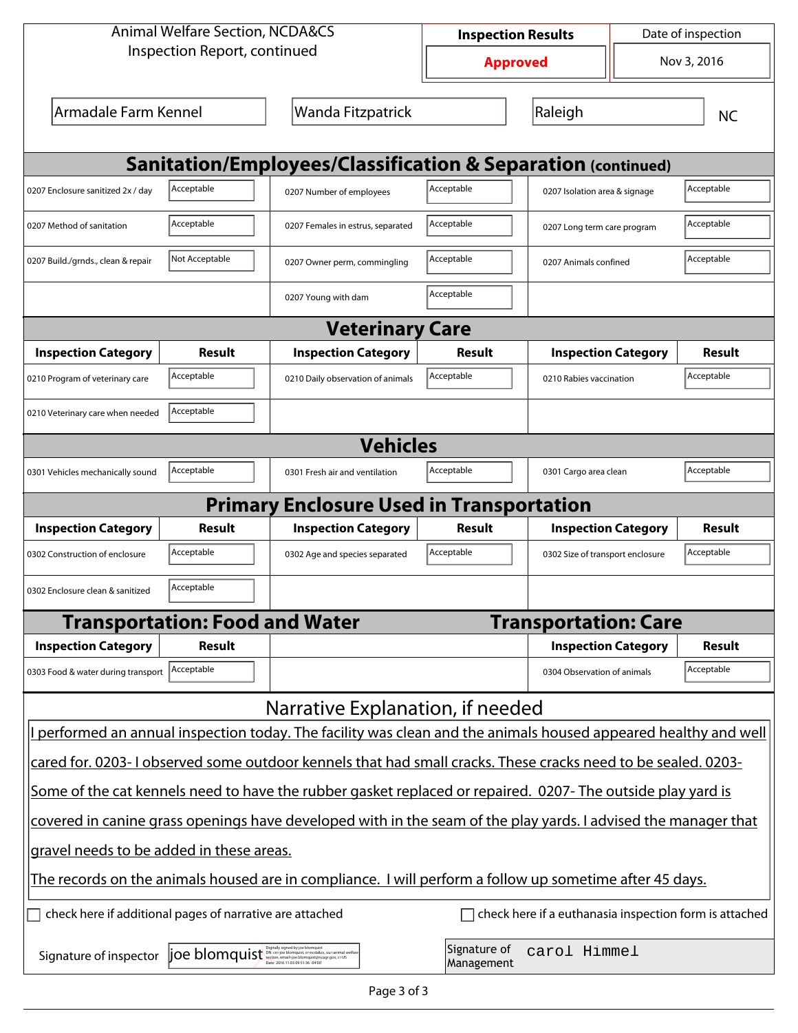Animal Welfare Section, NCDA&CS
Inspection Report, continued

| Inspection Results | Date of inspection |
|---|---|
| **Approved** | Nov 3, 2016 |

Armadale Farm Kennel | Wanda Fitzpatrick | Raleigh | NC

## Sanitation/Employees/Classification & Separation (continued)

| | | | | | |
|---|---|---|---|---|---|
| 0207 Enclosure sanitized 2x / day | Acceptable | 0207 Number of employees | Acceptable | 0207 Isolation area & signage | Acceptable |
| 0207 Method of sanitation | Acceptable | 0207 Females in estrus, separated | Acceptable | 0207 Long term care program | Acceptable |
| 0207 Build./grnds., clean & repair | Not Acceptable | 0207 Owner perm, commingling | Acceptable | 0207 Animals confined | Acceptable |
| | | 0207 Young with dam | Acceptable | | |

## Veterinary Care

| Inspection Category | Result | Inspection Category | Result | Inspection Category | Result |
|---|---|---|---|---|---|
| 0210 Program of veterinary care | Acceptable | 0210 Daily observation of animals | Acceptable | 0210 Rabies vaccination | Acceptable |
| 0210 Veterinary care when needed | Acceptable | | | | |

## Vehicles

| | | | | | |
|---|---|---|---|---|---|
| 0301 Vehicles mechanically sound | Acceptable | 0301 Fresh air and ventilation | Acceptable | 0301 Cargo area clean | Acceptable |

## Primary Enclosure Used in Transportation

| Inspection Category | Result | Inspection Category | Result | Inspection Category | Result |
|---|---|---|---|---|---|
| 0302 Construction of enclosure | Acceptable | 0302 Age and species separated | Acceptable | 0302 Size of transport enclosure | Acceptable |
| 0302 Enclosure clean & sanitized | Acceptable | | | | |

## Transportation: Food and Water / Transportation: Care

| Inspection Category | Result | | Inspection Category | Result |
|---|---|---|---|---|
| 0303 Food & water during transport | Acceptable | | 0304 Observation of animals | Acceptable |

## Narrative Explanation, if needed

I performed an annual inspection today. The facility was clean and the animals housed appeared healthy and well cared for. 0203- I observed some outdoor kennels that had small cracks. These cracks need to be sealed. 0203- Some of the cat kennels need to have the rubber gasket replaced or repaired. 0207- The outside play yard is covered in canine grass openings have developed with in the seam of the play yards. I advised the manager that gravel needs to be added in these areas.

The records on the animals housed are in compliance. I will perform a follow up sometime after 45 days.

☐ check here if additional pages of narrative are attached ☐ check here if a euthanasia inspection form is attached

Signature of inspector: joe blomquist (Digitally signed by joe blomquist, Date: 2016.11.03 09:51:36 -04'00')

Signature of Management: carol Himmel